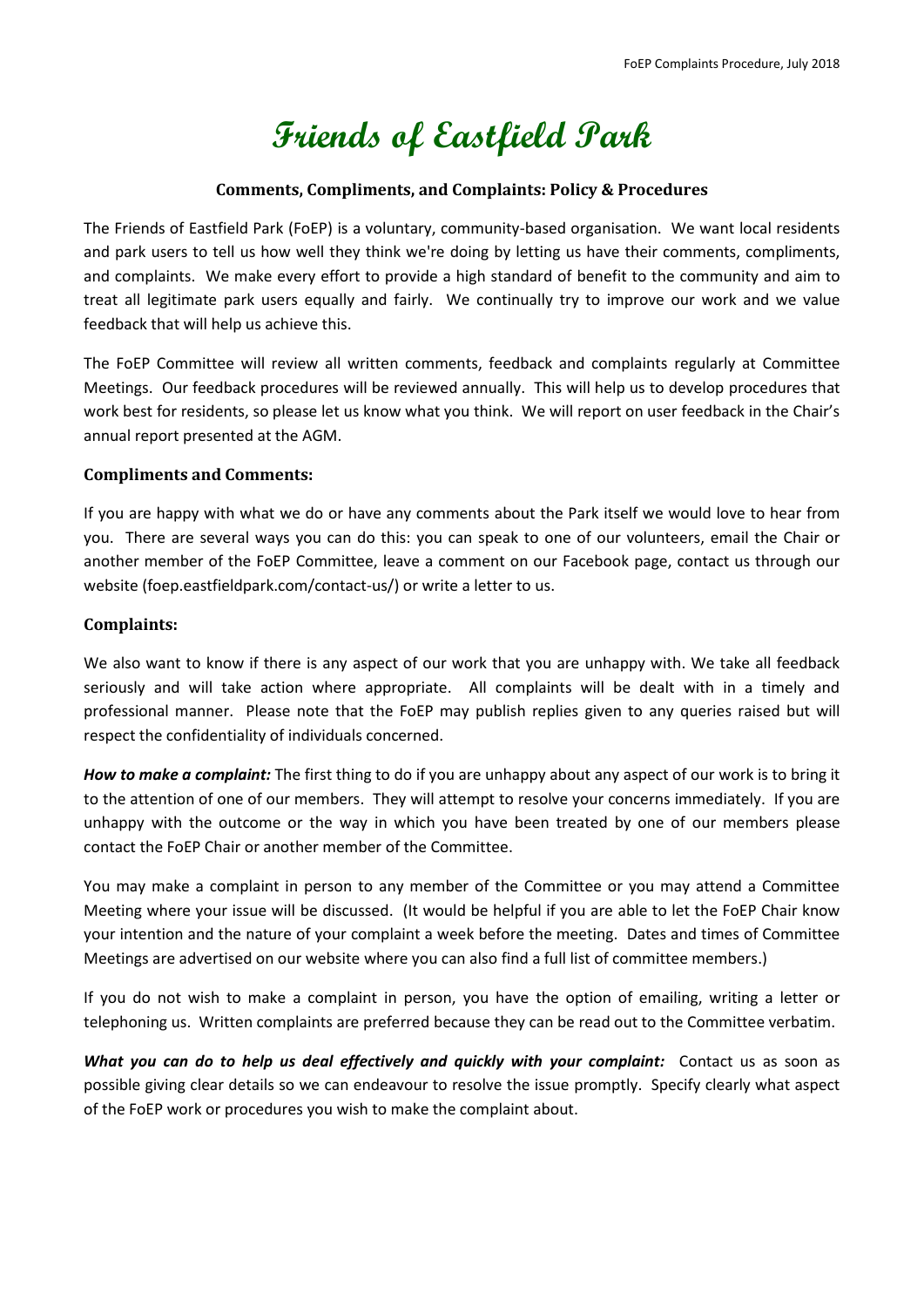# Friends of Eastfield Park

## Comments, Compliments, and Complaints: Policy & Procedures

The Friends of Eastfield Park (FoEP) is a voluntary, community-based organisation. We want local residents and park users to tell us how well they think we're doing by letting us have their comments, compliments, and complaints. We make every effort to provide a high standard of benefit to the community and aim to treat all legitimate park users equally and fairly. We continually try to improve our work and we value feedback that will help us achieve this.

The FoEP Committee will review all written comments, feedback and complaints regularly at Committee Meetings. Our feedback procedures will be reviewed annually. This will help us to develop procedures that work best for residents, so please let us know what you think. We will report on user feedback in the Chair's annual report presented at the AGM.

### Compliments and Comments:

If you are happy with what we do or have any comments about the Park itself we would love to hear from you. There are several ways you can do this: you can speak to one of our volunteers, email the Chair or another member of the FoEP Committee, leave a comment on our Facebook page, contact us through our website (foep.eastfieldpark.com/contact-us/) or write a letter to us.

### Complaints:

We also want to know if there is any aspect of our work that you are unhappy with. We take all feedback seriously and will take action where appropriate. All complaints will be dealt with in a timely and professional manner. Please note that the FoEP may publish replies given to any queries raised but will respect the confidentiality of individuals concerned.

***How to make a complaint:*** The first thing to do if you are unhappy about any aspect of our work is to bring it to the attention of one of our members. They will attempt to resolve your concerns immediately. If you are unhappy with the outcome or the way in which you have been treated by one of our members please contact the FoEP Chair or another member of the Committee.

You may make a complaint in person to any member of the Committee or you may attend a Committee Meeting where your issue will be discussed. (It would be helpful if you are able to let the FoEP Chair know your intention and the nature of your complaint a week before the meeting. Dates and times of Committee Meetings are advertised on our website where you can also find a full list of committee members.)

If you do not wish to make a complaint in person, you have the option of emailing, writing a letter or telephoning us. Written complaints are preferred because they can be read out to the Committee verbatim.

***What you can do to help us deal effectively and quickly with your complaint:*** Contact us as soon as possible giving clear details so we can endeavour to resolve the issue promptly. Specify clearly what aspect of the FoEP work or procedures you wish to make the complaint about.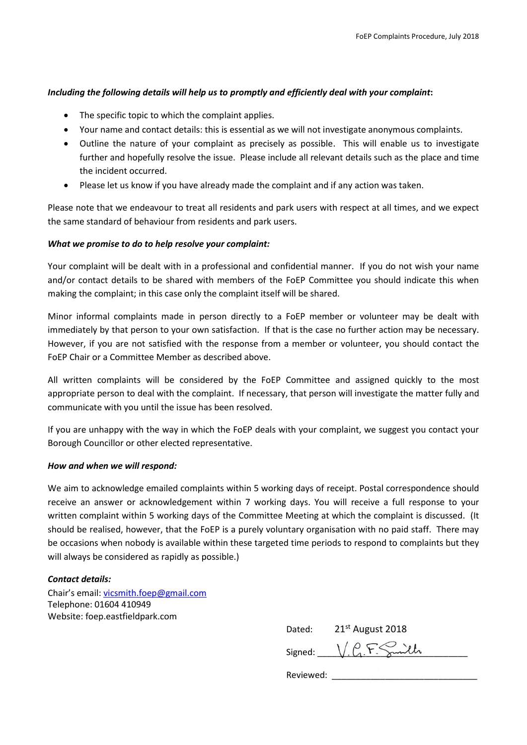***Including the following details will help us to promptly and efficiently deal with your complaint*:**

- The specific topic to which the complaint applies.
- Your name and contact details: this is essential as we will not investigate anonymous complaints.
- Outline the nature of your complaint as precisely as possible. This will enable us to investigate further and hopefully resolve the issue. Please include all relevant details such as the place and time the incident occurred.
- Please let us know if you have already made the complaint and if any action was taken.

Please note that we endeavour to treat all residents and park users with respect at all times, and we expect the same standard of behaviour from residents and park users.

***What we promise to do to help resolve your complaint:***

Your complaint will be dealt with in a professional and confidential manner. If you do not wish your name and/or contact details to be shared with members of the FoEP Committee you should indicate this when making the complaint; in this case only the complaint itself will be shared.

Minor informal complaints made in person directly to a FoEP member or volunteer may be dealt with immediately by that person to your own satisfaction. If that is the case no further action may be necessary. However, if you are not satisfied with the response from a member or volunteer, you should contact the FoEP Chair or a Committee Member as described above.

All written complaints will be considered by the FoEP Committee and assigned quickly to the most appropriate person to deal with the complaint. If necessary, that person will investigate the matter fully and communicate with you until the issue has been resolved.

If you are unhappy with the way in which the FoEP deals with your complaint, we suggest you contact your Borough Councillor or other elected representative.

***How and when we will respond:***

We aim to acknowledge emailed complaints within 5 working days of receipt. Postal correspondence should receive an answer or acknowledgement within 7 working days. You will receive a full response to your written complaint within 5 working days of the Committee Meeting at which the complaint is discussed. (It should be realised, however, that the FoEP is a purely voluntary organisation with no paid staff. There may be occasions when nobody is available within these targeted time periods to respond to complaints but they will always be considered as rapidly as possible.)

***Contact details:***

Chair's email: vicsmith.foep@gmail.com
Telephone: 01604 410949
Website: foep.eastfieldpark.com

Dated: 21st August 2018

Signed: V. G. F. Smith

Reviewed: ______________________________